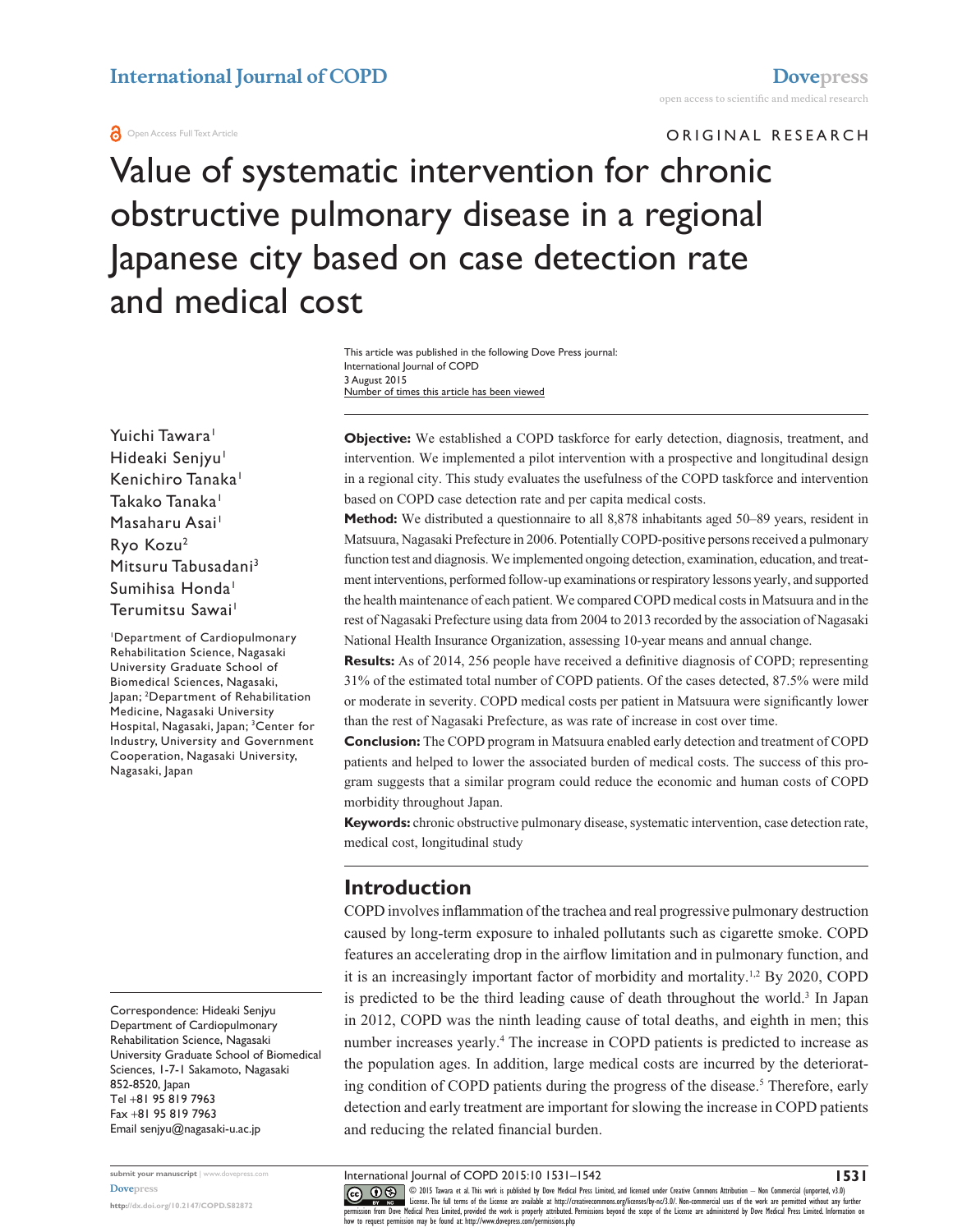Open Access Full Text Article

ORIGINAL RESEARCH

# Value of systematic intervention for chronic obstructive pulmonary disease in a regional Japanese city based on case detection rate and medical cost

This article was published in the following Dove Press journal:
International Journal of COPD
3 August 2015
Number of times this article has been viewed

Yuichi Tawara[1]
Hideaki Senjyu[1]
Kenichiro Tanaka[1]
Takako Tanaka[1]
Masaharu Asai[1]
Ryo Kozu[2]
Mitsuru Tabusadani[3]
Sumihisa Honda[1]
Terumitsu Sawai[1]

[1]Department of Cardiopulmonary Rehabilitation Science, Nagasaki University Graduate School of Biomedical Sciences, Nagasaki, Japan; [2]Department of Rehabilitation Medicine, Nagasaki University Hospital, Nagasaki, Japan; [3]Center for Industry, University and Government Cooperation, Nagasaki University, Nagasaki, Japan

Correspondence: Hideaki Senjyu
Department of Cardiopulmonary Rehabilitation Science, Nagasaki University Graduate School of Biomedical Sciences, 1-7-1 Sakamoto, Nagasaki 852-8520, Japan
Tel +81 95 819 7963
Fax +81 95 819 7963
Email senjyu@nagasaki-u.ac.jp

**Objective:** We established a COPD taskforce for early detection, diagnosis, treatment, and intervention. We implemented a pilot intervention with a prospective and longitudinal design in a regional city. This study evaluates the usefulness of the COPD taskforce and intervention based on COPD case detection rate and per capita medical costs.

**Method:** We distributed a questionnaire to all 8,878 inhabitants aged 50–89 years, resident in Matsuura, Nagasaki Prefecture in 2006. Potentially COPD-positive persons received a pulmonary function test and diagnosis. We implemented ongoing detection, examination, education, and treatment interventions, performed follow-up examinations or respiratory lessons yearly, and supported the health maintenance of each patient. We compared COPD medical costs in Matsuura and in the rest of Nagasaki Prefecture using data from 2004 to 2013 recorded by the association of Nagasaki National Health Insurance Organization, assessing 10-year means and annual change.

**Results:** As of 2014, 256 people have received a definitive diagnosis of COPD; representing 31% of the estimated total number of COPD patients. Of the cases detected, 87.5% were mild or moderate in severity. COPD medical costs per patient in Matsuura were significantly lower than the rest of Nagasaki Prefecture, as was rate of increase in cost over time.

**Conclusion:** The COPD program in Matsuura enabled early detection and treatment of COPD patients and helped to lower the associated burden of medical costs. The success of this program suggests that a similar program could reduce the economic and human costs of COPD morbidity throughout Japan.

**Keywords:** chronic obstructive pulmonary disease, systematic intervention, case detection rate, medical cost, longitudinal study

## Introduction

COPD involves inflammation of the trachea and real progressive pulmonary destruction caused by long-term exposure to inhaled pollutants such as cigarette smoke. COPD features an accelerating drop in the airflow limitation and in pulmonary function, and it is an increasingly important factor of morbidity and mortality.[1,2] By 2020, COPD is predicted to be the third leading cause of death throughout the world.[3] In Japan in 2012, COPD was the ninth leading cause of total deaths, and eighth in men; this number increases yearly.[4] The increase in COPD patients is predicted to increase as the population ages. In addition, large medical costs are incurred by the deteriorating condition of COPD patients during the progress of the disease.[5] Therefore, early detection and early treatment are important for slowing the increase in COPD patients and reducing the related financial burden.

submit your manuscript | www.dovepress.com
Dovepress
http://dx.doi.org/10.2147/COPD.S82872

© 2015 Tawara et al. This work is published by Dove Medical Press Limited, and licensed under Creative Commons Attribution – Non Commercial (unported, v3.0) License. The full terms of the License are available at http://creativecommons.org/licenses/by-nc/3.0/. Non-commercial uses of the work are permitted without any further permission from Dove Medical Press Limited, provided the work is properly attributed. Permissions beyond the scope of the License are administered by Dove Medical Press Limited. Information on how to request permission may be found at: http://www.dovepress.com/permissions.php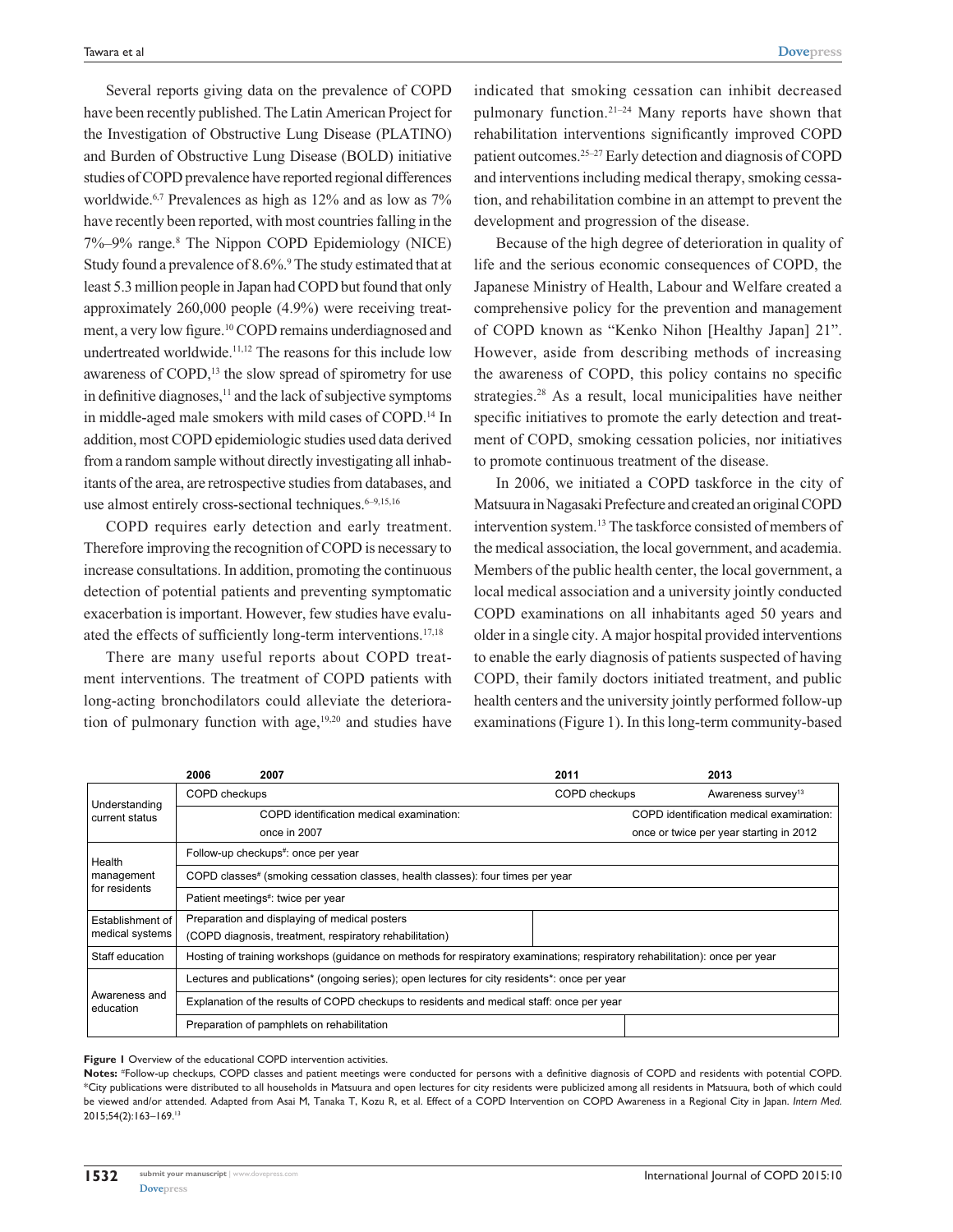Several reports giving data on the prevalence of COPD have been recently published. The Latin American Project for the Investigation of Obstructive Lung Disease (PLATINO) and Burden of Obstructive Lung Disease (BOLD) initiative studies of COPD prevalence have reported regional differences worldwide.[6,7] Prevalences as high as 12% and as low as 7% have recently been reported, with most countries falling in the 7%–9% range.[8] The Nippon COPD Epidemiology (NICE) Study found a prevalence of 8.6%.[9] The study estimated that at least 5.3 million people in Japan had COPD but found that only approximately 260,000 people (4.9%) were receiving treatment, a very low figure.[10] COPD remains underdiagnosed and undertreated worldwide.[11,12] The reasons for this include low awareness of COPD,[13] the slow spread of spirometry for use in definitive diagnoses,[11] and the lack of subjective symptoms in middle-aged male smokers with mild cases of COPD.[14] In addition, most COPD epidemiologic studies used data derived from a random sample without directly investigating all inhabitants of the area, are retrospective studies from databases, and use almost entirely cross-sectional techniques.[6–9,15,16]

COPD requires early detection and early treatment. Therefore improving the recognition of COPD is necessary to increase consultations. In addition, promoting the continuous detection of potential patients and preventing symptomatic exacerbation is important. However, few studies have evaluated the effects of sufficiently long-term interventions.[17,18]

There are many useful reports about COPD treatment interventions. The treatment of COPD patients with long-acting bronchodilators could alleviate the deterioration of pulmonary function with age,[19,20] and studies have indicated that smoking cessation can inhibit decreased pulmonary function.[21–24] Many reports have shown that rehabilitation interventions significantly improved COPD patient outcomes.[25–27] Early detection and diagnosis of COPD and interventions including medical therapy, smoking cessation, and rehabilitation combine in an attempt to prevent the development and progression of the disease.

Because of the high degree of deterioration in quality of life and the serious economic consequences of COPD, the Japanese Ministry of Health, Labour and Welfare created a comprehensive policy for the prevention and management of COPD known as "Kenko Nihon [Healthy Japan] 21". However, aside from describing methods of increasing the awareness of COPD, this policy contains no specific strategies.[28] As a result, local municipalities have neither specific initiatives to promote the early detection and treatment of COPD, smoking cessation policies, nor initiatives to promote continuous treatment of the disease.

In 2006, we initiated a COPD taskforce in the city of Matsuura in Nagasaki Prefecture and created an original COPD intervention system.[13] The taskforce consisted of members of the medical association, the local government, and academia. Members of the public health center, the local government, a local medical association and a university jointly conducted COPD examinations on all inhabitants aged 50 years and older in a single city. A major hospital provided interventions to enable the early diagnosis of patients suspected of having COPD, their family doctors initiated treatment, and public health centers and the university jointly performed follow-up examinations (Figure 1). In this long-term community-based

| | 2006 | 2007 | 2011 | 2013 |
|---|---|---|---|---|
| Understanding current status | COPD checkups | | COPD checkups | Awareness survey[13] |
| | | COPD identification medical examination: once in 2007 | | COPD identification medical examination: once or twice per year starting in 2012 |
| Health management for residents | Follow-up checkups#: once per year | | | |
| | COPD classes# (smoking cessation classes, health classes): four times per year | | | |
| | Patient meetings#: twice per year | | | |
| Establishment of medical systems | Preparation and displaying of medical posters (COPD diagnosis, treatment, respiratory rehabilitation) | | | |
| Staff education | Hosting of training workshops (guidance on methods for respiratory examinations; respiratory rehabilitation): once per year | | | |
| Awareness and education | Lectures and publications* (ongoing series); open lectures for city residents*: once per year | | | |
| | Explanation of the results of COPD checkups to residents and medical staff: once per year | | | |
| | Preparation of pamphlets on rehabilitation | | | |

**Figure 1** Overview of the educational COPD intervention activities.

**Notes:** #Follow-up checkups, COPD classes and patient meetings were conducted for persons with a definitive diagnosis of COPD and residents with potential COPD. *City publications were distributed to all households in Matsuura and open lectures for city residents were publicized among all residents in Matsuura, both of which could be viewed and/or attended. Adapted from Asai M, Tanaka T, Kozu R, et al. Effect of a COPD Intervention on COPD Awareness in a Regional City in Japan. *Intern Med.* 2015;54(2):163–169.[13]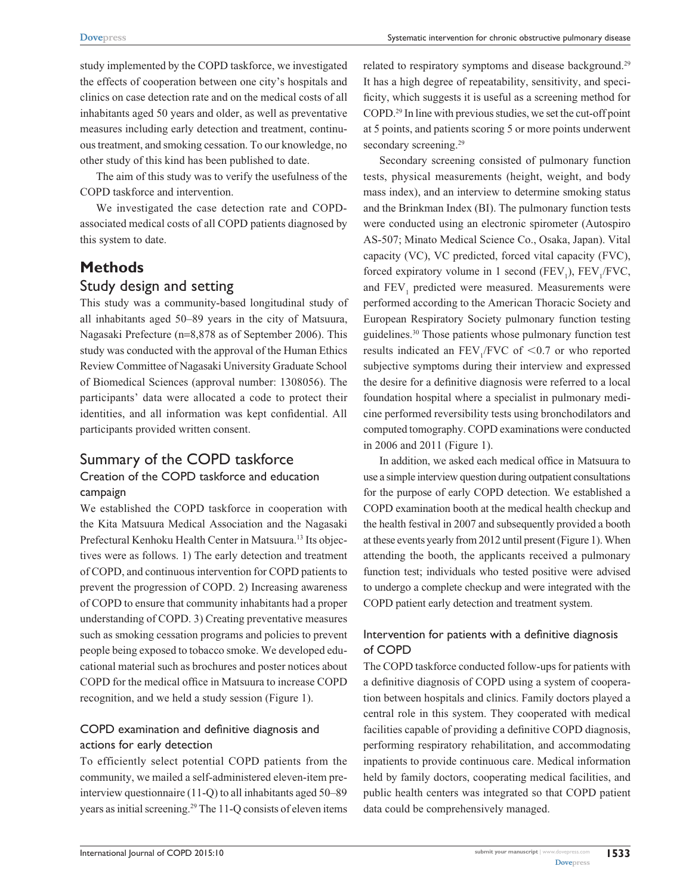study implemented by the COPD taskforce, we investigated the effects of cooperation between one city's hospitals and clinics on case detection rate and on the medical costs of all inhabitants aged 50 years and older, as well as preventative measures including early detection and treatment, continuous treatment, and smoking cessation. To our knowledge, no other study of this kind has been published to date.

The aim of this study was to verify the usefulness of the COPD taskforce and intervention.

We investigated the case detection rate and COPD-associated medical costs of all COPD patients diagnosed by this system to date.

# Methods

## Study design and setting

This study was a community-based longitudinal study of all inhabitants aged 50–89 years in the city of Matsuura, Nagasaki Prefecture (n=8,878 as of September 2006). This study was conducted with the approval of the Human Ethics Review Committee of Nagasaki University Graduate School of Biomedical Sciences (approval number: 1308056). The participants' data were allocated a code to protect their identities, and all information was kept confidential. All participants provided written consent.

## Summary of the COPD taskforce

### Creation of the COPD taskforce and education campaign

We established the COPD taskforce in cooperation with the Kita Matsuura Medical Association and the Nagasaki Prefectural Kenhoku Health Center in Matsuura.[13] Its objectives were as follows. 1) The early detection and treatment of COPD, and continuous intervention for COPD patients to prevent the progression of COPD. 2) Increasing awareness of COPD to ensure that community inhabitants had a proper understanding of COPD. 3) Creating preventative measures such as smoking cessation programs and policies to prevent people being exposed to tobacco smoke. We developed educational material such as brochures and poster notices about COPD for the medical office in Matsuura to increase COPD recognition, and we held a study session (Figure 1).

### COPD examination and definitive diagnosis and actions for early detection

To efficiently select potential COPD patients from the community, we mailed a self-administered eleven-item pre-interview questionnaire (11-Q) to all inhabitants aged 50–89 years as initial screening.[29] The 11-Q consists of eleven items related to respiratory symptoms and disease background.[29] It has a high degree of repeatability, sensitivity, and specificity, which suggests it is useful as a screening method for COPD.[29] In line with previous studies, we set the cut-off point at 5 points, and patients scoring 5 or more points underwent secondary screening.[29]

Secondary screening consisted of pulmonary function tests, physical measurements (height, weight, and body mass index), and an interview to determine smoking status and the Brinkman Index (BI). The pulmonary function tests were conducted using an electronic spirometer (Autospiro AS-507; Minato Medical Science Co., Osaka, Japan). Vital capacity (VC), VC predicted, forced vital capacity (FVC), forced expiratory volume in 1 second ($FEV_1$), $FEV_1$/FVC, and $FEV_1$ predicted were measured. Measurements were performed according to the American Thoracic Society and European Respiratory Society pulmonary function testing guidelines.[30] Those patients whose pulmonary function test results indicated an $FEV_1$/FVC of $<0.7$ or who reported subjective symptoms during their interview and expressed the desire for a definitive diagnosis were referred to a local foundation hospital where a specialist in pulmonary medicine performed reversibility tests using bronchodilators and computed tomography. COPD examinations were conducted in 2006 and 2011 (Figure 1).

In addition, we asked each medical office in Matsuura to use a simple interview question during outpatient consultations for the purpose of early COPD detection. We established a COPD examination booth at the medical health checkup and the health festival in 2007 and subsequently provided a booth at these events yearly from 2012 until present (Figure 1). When attending the booth, the applicants received a pulmonary function test; individuals who tested positive were advised to undergo a complete checkup and were integrated with the COPD patient early detection and treatment system.

### Intervention for patients with a definitive diagnosis of COPD

The COPD taskforce conducted follow-ups for patients with a definitive diagnosis of COPD using a system of cooperation between hospitals and clinics. Family doctors played a central role in this system. They cooperated with medical facilities capable of providing a definitive COPD diagnosis, performing respiratory rehabilitation, and accommodating inpatients to provide continuous care. Medical information held by family doctors, cooperating medical facilities, and public health centers was integrated so that COPD patient data could be comprehensively managed.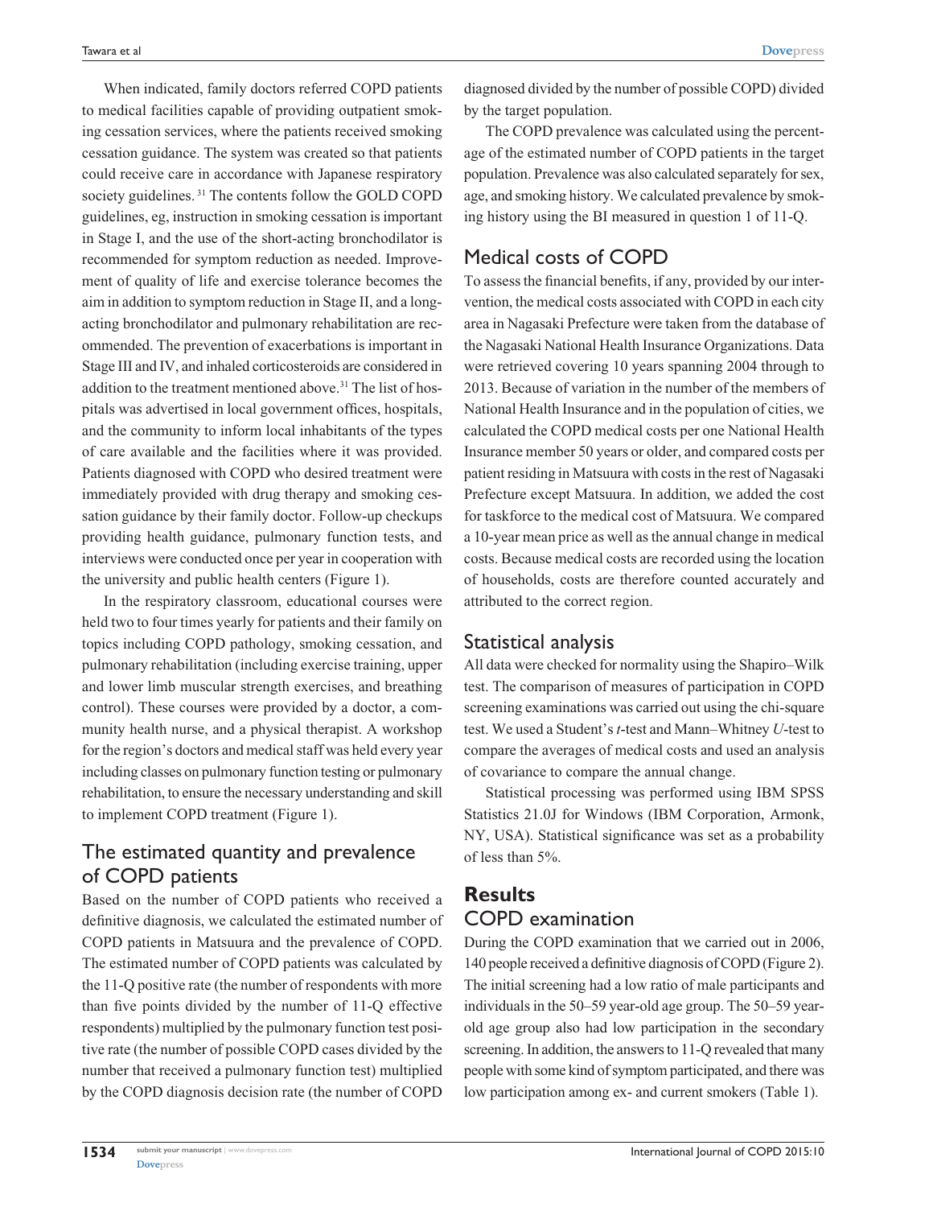When indicated, family doctors referred COPD patients to medical facilities capable of providing outpatient smoking cessation services, where the patients received smoking cessation guidance. The system was created so that patients could receive care in accordance with Japanese respiratory society guidelines.[31] The contents follow the GOLD COPD guidelines, eg, instruction in smoking cessation is important in Stage I, and the use of the short-acting bronchodilator is recommended for symptom reduction as needed. Improvement of quality of life and exercise tolerance becomes the aim in addition to symptom reduction in Stage II, and a long-acting bronchodilator and pulmonary rehabilitation are recommended. The prevention of exacerbations is important in Stage III and IV, and inhaled corticosteroids are considered in addition to the treatment mentioned above.[31] The list of hospitals was advertised in local government offices, hospitals, and the community to inform local inhabitants of the types of care available and the facilities where it was provided. Patients diagnosed with COPD who desired treatment were immediately provided with drug therapy and smoking cessation guidance by their family doctor. Follow-up checkups providing health guidance, pulmonary function tests, and interviews were conducted once per year in cooperation with the university and public health centers (Figure 1).

In the respiratory classroom, educational courses were held two to four times yearly for patients and their family on topics including COPD pathology, smoking cessation, and pulmonary rehabilitation (including exercise training, upper and lower limb muscular strength exercises, and breathing control). These courses were provided by a doctor, a community health nurse, and a physical therapist. A workshop for the region's doctors and medical staff was held every year including classes on pulmonary function testing or pulmonary rehabilitation, to ensure the necessary understanding and skill to implement COPD treatment (Figure 1).

## The estimated quantity and prevalence of COPD patients

Based on the number of COPD patients who received a definitive diagnosis, we calculated the estimated number of COPD patients in Matsuura and the prevalence of COPD. The estimated number of COPD patients was calculated by the 11-Q positive rate (the number of respondents with more than five points divided by the number of 11-Q effective respondents) multiplied by the pulmonary function test positive rate (the number of possible COPD cases divided by the number that received a pulmonary function test) multiplied by the COPD diagnosis decision rate (the number of COPD diagnosed divided by the number of possible COPD) divided by the target population.

The COPD prevalence was calculated using the percentage of the estimated number of COPD patients in the target population. Prevalence was also calculated separately for sex, age, and smoking history. We calculated prevalence by smoking history using the BI measured in question 1 of 11-Q.

## Medical costs of COPD

To assess the financial benefits, if any, provided by our intervention, the medical costs associated with COPD in each city area in Nagasaki Prefecture were taken from the database of the Nagasaki National Health Insurance Organizations. Data were retrieved covering 10 years spanning 2004 through to 2013. Because of variation in the number of the members of National Health Insurance and in the population of cities, we calculated the COPD medical costs per one National Health Insurance member 50 years or older, and compared costs per patient residing in Matsuura with costs in the rest of Nagasaki Prefecture except Matsuura. In addition, we added the cost for taskforce to the medical cost of Matsuura. We compared a 10-year mean price as well as the annual change in medical costs. Because medical costs are recorded using the location of households, costs are therefore counted accurately and attributed to the correct region.

## Statistical analysis

All data were checked for normality using the Shapiro–Wilk test. The comparison of measures of participation in COPD screening examinations was carried out using the chi-square test. We used a Student's *t*-test and Mann–Whitney *U*-test to compare the averages of medical costs and used an analysis of covariance to compare the annual change.

Statistical processing was performed using IBM SPSS Statistics 21.0J for Windows (IBM Corporation, Armonk, NY, USA). Statistical significance was set as a probability of less than 5%.

# Results

## COPD examination

During the COPD examination that we carried out in 2006, 140 people received a definitive diagnosis of COPD (Figure 2). The initial screening had a low ratio of male participants and individuals in the 50–59 year-old age group. The 50–59 year-old age group also had low participation in the secondary screening. In addition, the answers to 11-Q revealed that many people with some kind of symptom participated, and there was low participation among ex- and current smokers (Table 1).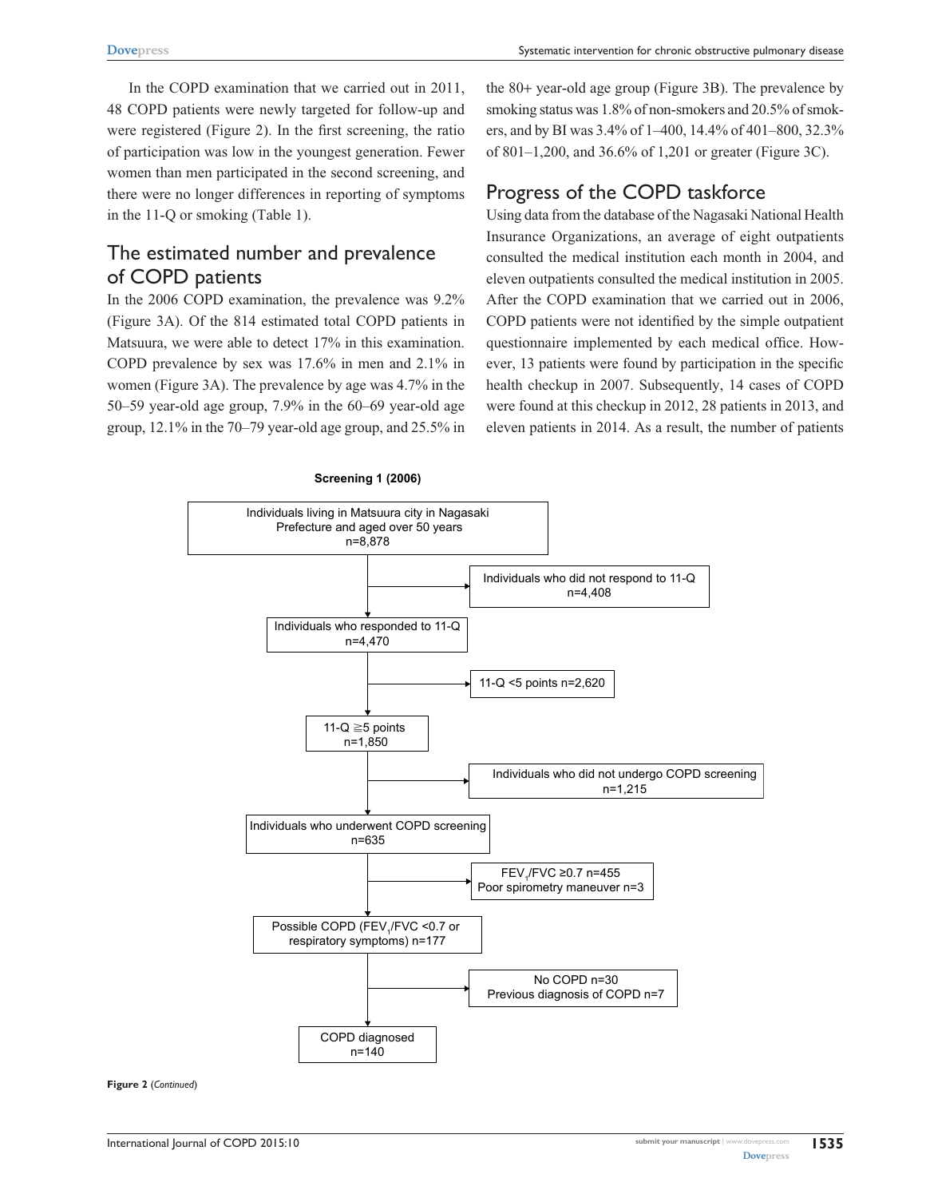In the COPD examination that we carried out in 2011, 48 COPD patients were newly targeted for follow-up and were registered (Figure 2). In the first screening, the ratio of participation was low in the youngest generation. Fewer women than men participated in the second screening, and there were no longer differences in reporting of symptoms in the 11-Q or smoking (Table 1).

## The estimated number and prevalence of COPD patients

In the 2006 COPD examination, the prevalence was 9.2% (Figure 3A). Of the 814 estimated total COPD patients in Matsuura, we were able to detect 17% in this examination. COPD prevalence by sex was 17.6% in men and 2.1% in women (Figure 3A). The prevalence by age was 4.7% in the 50–59 year-old age group, 7.9% in the 60–69 year-old age group, 12.1% in the 70–79 year-old age group, and 25.5% in the 80+ year-old age group (Figure 3B). The prevalence by smoking status was 1.8% of non-smokers and 20.5% of smokers, and by BI was 3.4% of 1–400, 14.4% of 401–800, 32.3% of 801–1,200, and 36.6% of 1,201 or greater (Figure 3C).

## Progress of the COPD taskforce

Using data from the database of the Nagasaki National Health Insurance Organizations, an average of eight outpatients consulted the medical institution each month in 2004, and eleven outpatients consulted the medical institution in 2005. After the COPD examination that we carried out in 2006, COPD patients were not identified by the simple outpatient questionnaire implemented by each medical office. However, 13 patients were found by participation in the specific health checkup in 2007. Subsequently, 14 cases of COPD were found at this checkup in 2012, 28 patients in 2013, and eleven patients in 2014. As a result, the number of patients

**Screening 1 (2006)**

- Individuals living in Matsuura city in Nagasaki Prefecture and aged over 50 years n=8,878
  - → Individuals who did not respond to 11-Q n=4,408
- Individuals who responded to 11-Q n=4,470
  - → 11-Q <5 points n=2,620
- 11-Q ≧5 points n=1,850
  - → Individuals who did not undergo COPD screening n=1,215
- Individuals who underwent COPD screening n=635
  - → $FEV_1/FVC \geq 0.7$ n=455; Poor spirometry maneuver n=3
- Possible COPD ($FEV_1/FVC < 0.7$ or respiratory symptoms) n=177
  - → No COPD n=30; Previous diagnosis of COPD n=7
- COPD diagnosed n=140

**Figure 2** (*Continued*)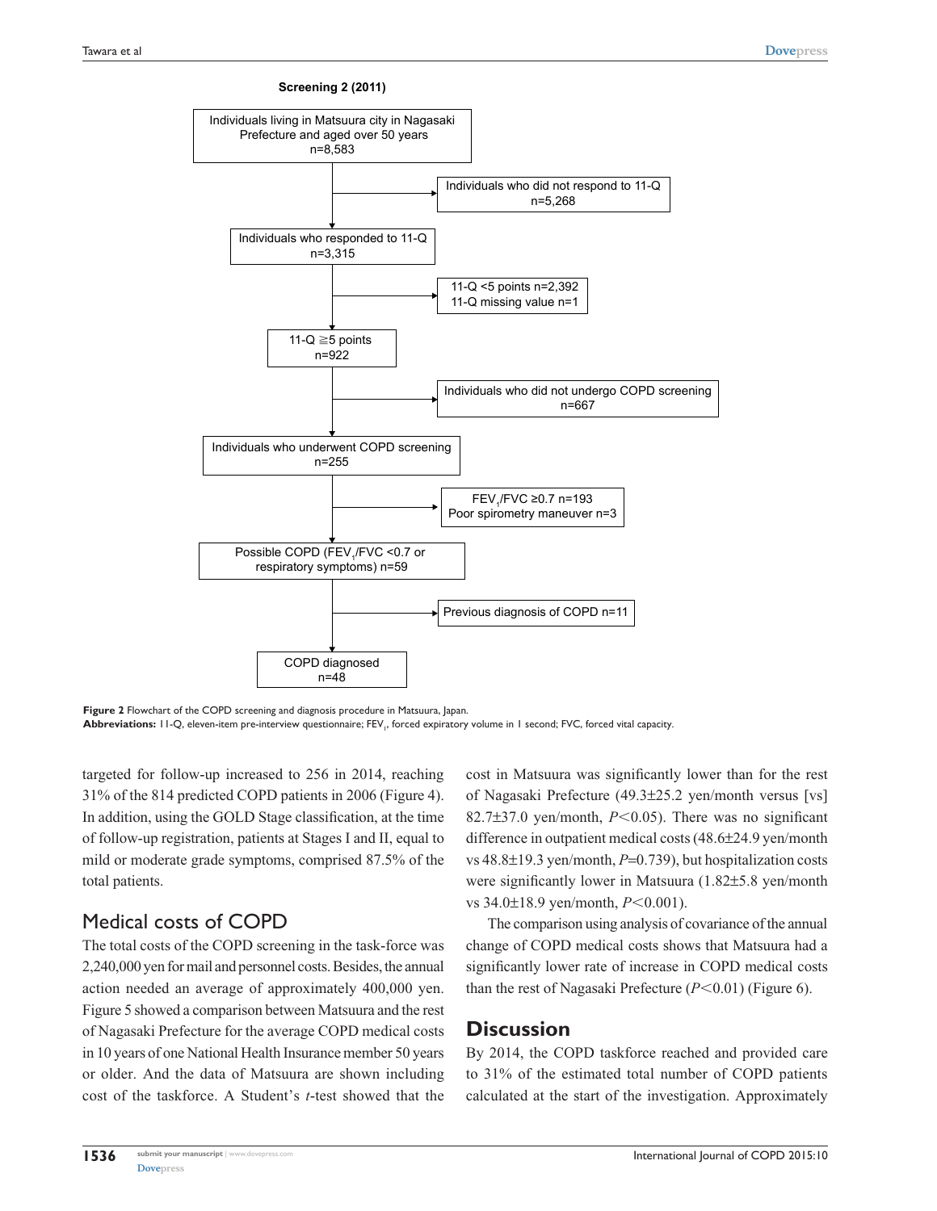**Screening 2 (2011)**

Individuals living in Matsuura city in Nagasaki Prefecture and aged over 50 years n=8,583

Individuals who did not respond to 11-Q n=5,268

Individuals who responded to 11-Q n=3,315

11-Q <5 points n=2,392
11-Q missing value n=1

11-Q ≧5 points n=922

Individuals who did not undergo COPD screening n=667

Individuals who underwent COPD screening n=255

$FEV_1/FVC$ ≥0.7 n=193
Poor spirometry maneuver n=3

Possible COPD ($FEV_1/FVC$ <0.7 or respiratory symptoms) n=59

Previous diagnosis of COPD n=11

COPD diagnosed n=48

**Figure 2** Flowchart of the COPD screening and diagnosis procedure in Matsuura, Japan.
**Abbreviations:** 11-Q, eleven-item pre-interview questionnaire; $FEV_1$, forced expiratory volume in 1 second; FVC, forced vital capacity.

targeted for follow-up increased to 256 in 2014, reaching 31% of the 814 predicted COPD patients in 2006 (Figure 4). In addition, using the GOLD Stage classification, at the time of follow-up registration, patients at Stages I and II, equal to mild or moderate grade symptoms, comprised 87.5% of the total patients.

## Medical costs of COPD

The total costs of the COPD screening in the task-force was 2,240,000 yen for mail and personnel costs. Besides, the annual action needed an average of approximately 400,000 yen. Figure 5 showed a comparison between Matsuura and the rest of Nagasaki Prefecture for the average COPD medical costs in 10 years of one National Health Insurance member 50 years or older. And the data of Matsuura are shown including cost of the taskforce. A Student's *t*-test showed that the cost in Matsuura was significantly lower than for the rest of Nagasaki Prefecture (49.3±25.2 yen/month versus [vs] 82.7±37.0 yen/month, $P<0.05$). There was no significant difference in outpatient medical costs (48.6±24.9 yen/month vs 48.8±19.3 yen/month, $P=0.739$), but hospitalization costs were significantly lower in Matsuura (1.82±5.8 yen/month vs 34.0±18.9 yen/month, $P<0.001$).

The comparison using analysis of covariance of the annual change of COPD medical costs shows that Matsuura had a significantly lower rate of increase in COPD medical costs than the rest of Nagasaki Prefecture ($P<0.01$) (Figure 6).

## Discussion

By 2014, the COPD taskforce reached and provided care to 31% of the estimated total number of COPD patients calculated at the start of the investigation. Approximately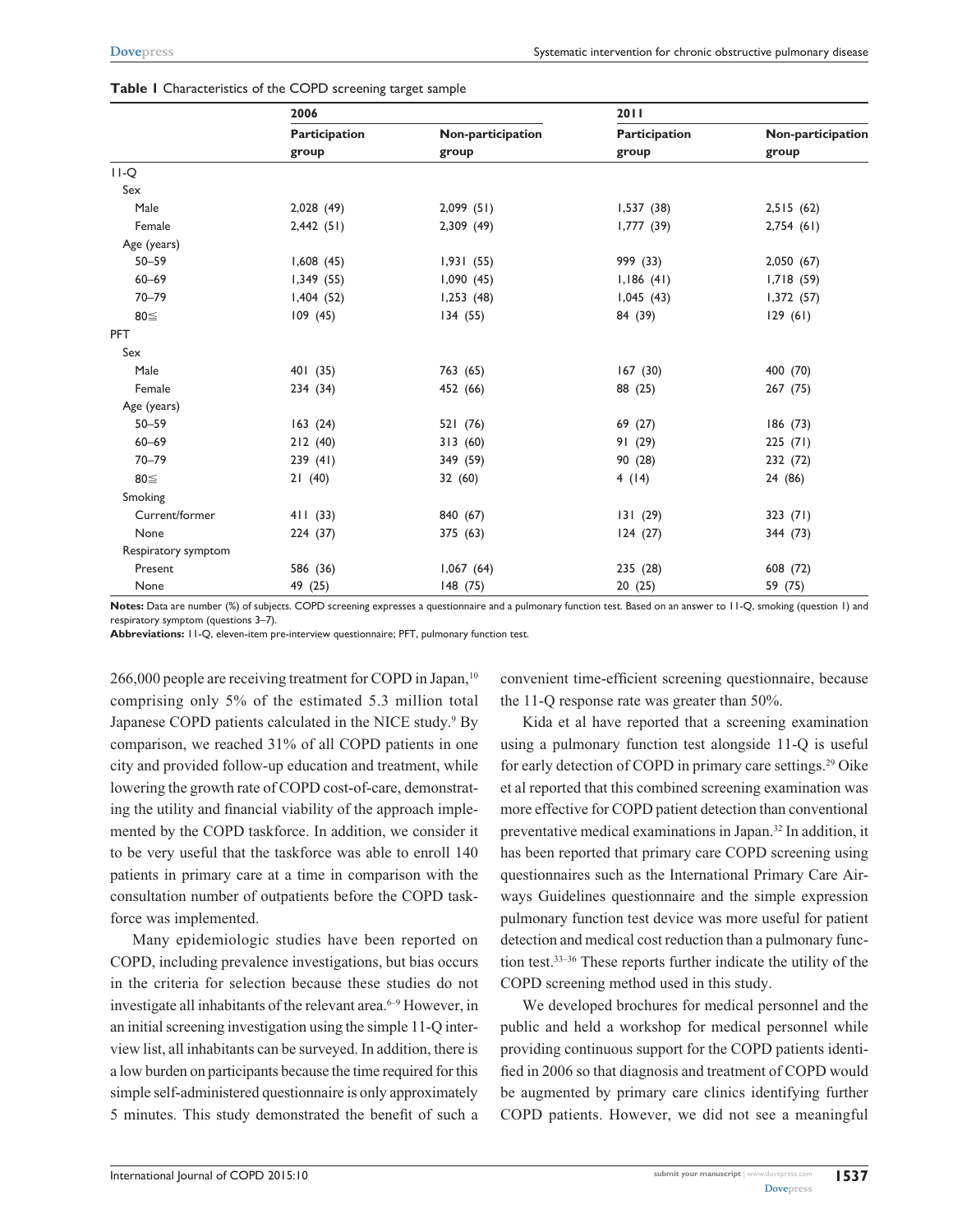**Table 1** Characteristics of the COPD screening target sample

| | 2006 | | 2011 | |
|---|---|---|---|---|
| | Participation group | Non-participation group | Participation group | Non-participation group |
| 11-Q | | | | |
| Sex | | | | |
| Male | 2,028 (49) | 2,099 (51) | 1,537 (38) | 2,515 (62) |
| Female | 2,442 (51) | 2,309 (49) | 1,777 (39) | 2,754 (61) |
| Age (years) | | | | |
| 50–59 | 1,608 (45) | 1,931 (55) | 999 (33) | 2,050 (67) |
| 60–69 | 1,349 (55) | 1,090 (45) | 1,186 (41) | 1,718 (59) |
| 70–79 | 1,404 (52) | 1,253 (48) | 1,045 (43) | 1,372 (57) |
| 80≦ | 109 (45) | 134 (55) | 84 (39) | 129 (61) |
| PFT | | | | |
| Sex | | | | |
| Male | 401 (35) | 763 (65) | 167 (30) | 400 (70) |
| Female | 234 (34) | 452 (66) | 88 (25) | 267 (75) |
| Age (years) | | | | |
| 50–59 | 163 (24) | 521 (76) | 69 (27) | 186 (73) |
| 60–69 | 212 (40) | 313 (60) | 91 (29) | 225 (71) |
| 70–79 | 239 (41) | 349 (59) | 90 (28) | 232 (72) |
| 80≦ | 21 (40) | 32 (60) | 4 (14) | 24 (86) |
| Smoking | | | | |
| Current/former | 411 (33) | 840 (67) | 131 (29) | 323 (71) |
| None | 224 (37) | 375 (63) | 124 (27) | 344 (73) |
| Respiratory symptom | | | | |
| Present | 586 (36) | 1,067 (64) | 235 (28) | 608 (72) |
| None | 49 (25) | 148 (75) | 20 (25) | 59 (75) |

**Notes:** Data are number (%) of subjects. COPD screening expresses a questionnaire and a pulmonary function test. Based on an answer to 11-Q, smoking (question 1) and respiratory symptom (questions 3–7).
**Abbreviations:** 11-Q, eleven-item pre-interview questionnaire; PFT, pulmonary function test.

266,000 people are receiving treatment for COPD in Japan,[10] comprising only 5% of the estimated 5.3 million total Japanese COPD patients calculated in the NICE study.[9] By comparison, we reached 31% of all COPD patients in one city and provided follow-up education and treatment, while lowering the growth rate of COPD cost-of-care, demonstrating the utility and financial viability of the approach implemented by the COPD taskforce. In addition, we consider it to be very useful that the taskforce was able to enroll 140 patients in primary care at a time in comparison with the consultation number of outpatients before the COPD taskforce was implemented.

Many epidemiologic studies have been reported on COPD, including prevalence investigations, but bias occurs in the criteria for selection because these studies do not investigate all inhabitants of the relevant area.[6–9] However, in an initial screening investigation using the simple 11-Q interview list, all inhabitants can be surveyed. In addition, there is a low burden on participants because the time required for this simple self-administered questionnaire is only approximately 5 minutes. This study demonstrated the benefit of such a convenient time-efficient screening questionnaire, because the 11-Q response rate was greater than 50%.

Kida et al have reported that a screening examination using a pulmonary function test alongside 11-Q is useful for early detection of COPD in primary care settings.[29] Oike et al reported that this combined screening examination was more effective for COPD patient detection than conventional preventative medical examinations in Japan.[32] In addition, it has been reported that primary care COPD screening using questionnaires such as the International Primary Care Airways Guidelines questionnaire and the simple expression pulmonary function test device was more useful for patient detection and medical cost reduction than a pulmonary function test.[33–36] These reports further indicate the utility of the COPD screening method used in this study.

We developed brochures for medical personnel and the public and held a workshop for medical personnel while providing continuous support for the COPD patients identified in 2006 so that diagnosis and treatment of COPD would be augmented by primary care clinics identifying further COPD patients. However, we did not see a meaningful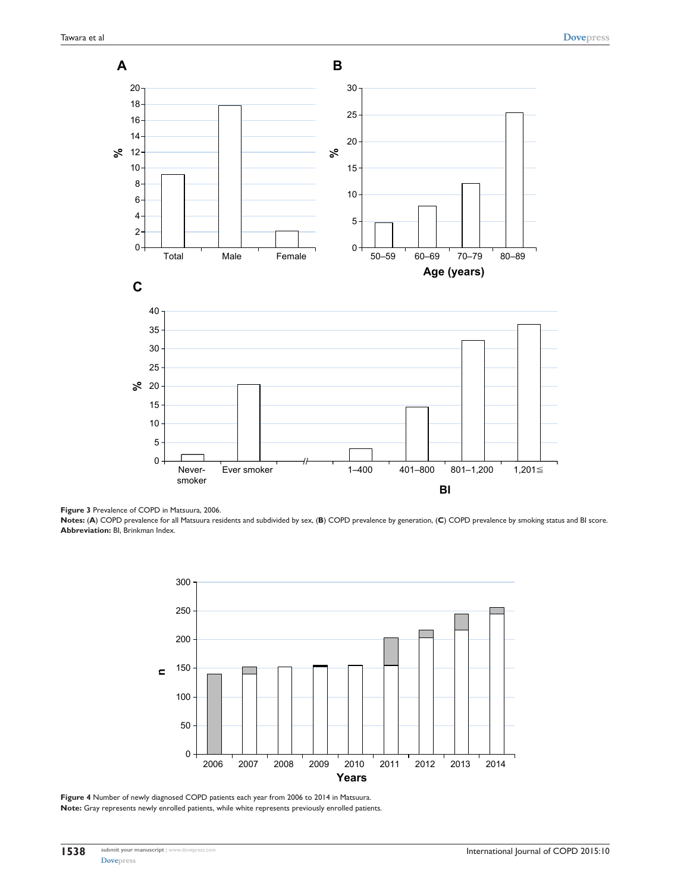**Figure 3** Prevalence of COPD in Matsuura, 2006.

**Notes:** (**A**) COPD prevalence for all Matsuura residents and subdivided by sex, (**B**) COPD prevalence by generation, (**C**) COPD prevalence by smoking status and BI score.

**Abbreviation:** BI, Brinkman Index.

**Figure 4** Number of newly diagnosed COPD patients each year from 2006 to 2014 in Matsuura.

**Note:** Gray represents newly enrolled patients, while white represents previously enrolled patients.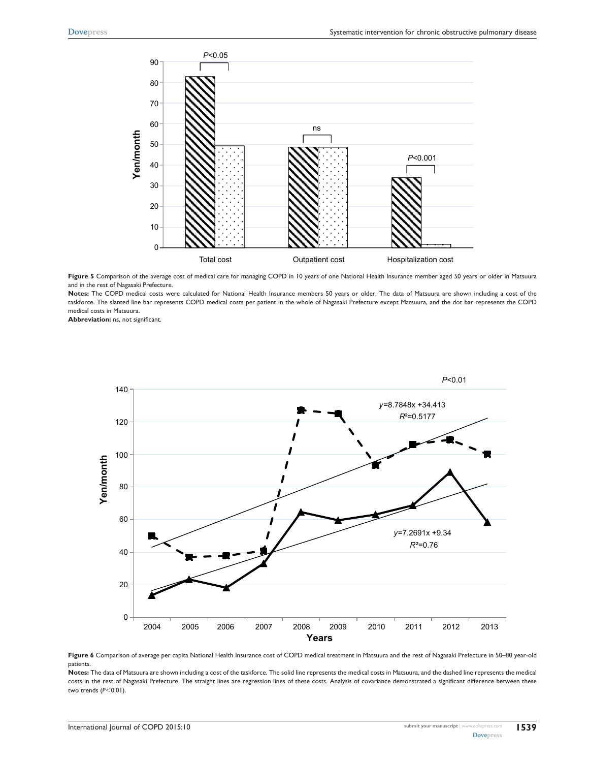**Figure 5** Comparison of the average cost of medical care for managing COPD in 10 years of one National Health Insurance member aged 50 years or older in Matsuura and in the rest of Nagasaki Prefecture.

**Notes:** The COPD medical costs were calculated for National Health Insurance members 50 years or older. The data of Matsuura are shown including a cost of the taskforce. The slanted line bar represents COPD medical costs per patient in the whole of Nagasaki Prefecture except Matsuura, and the dot bar represents the COPD medical costs in Matsuura.

**Abbreviation:** ns, not significant.

**Figure 6** Comparison of average per capita National Health Insurance cost of COPD medical treatment in Matsuura and the rest of Nagasaki Prefecture in 50–80 year-old patients.

**Notes:** The data of Matsuura are shown including a cost of the taskforce. The solid line represents the medical costs in Matsuura, and the dashed line represents the medical costs in the rest of Nagasaki Prefecture. The straight lines are regression lines of these costs. Analysis of covariance demonstrated a significant difference between these two trends ($P<0.01$).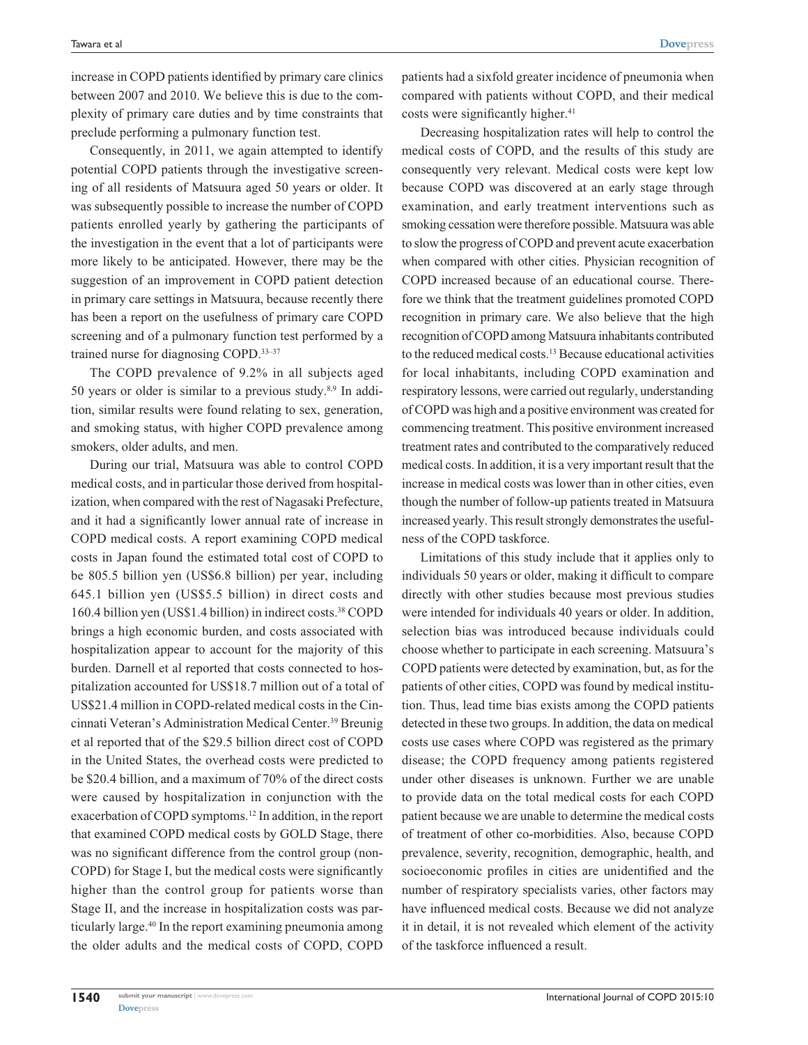increase in COPD patients identified by primary care clinics between 2007 and 2010. We believe this is due to the complexity of primary care duties and by time constraints that preclude performing a pulmonary function test.

Consequently, in 2011, we again attempted to identify potential COPD patients through the investigative screening of all residents of Matsuura aged 50 years or older. It was subsequently possible to increase the number of COPD patients enrolled yearly by gathering the participants of the investigation in the event that a lot of participants were more likely to be anticipated. However, there may be the suggestion of an improvement in COPD patient detection in primary care settings in Matsuura, because recently there has been a report on the usefulness of primary care COPD screening and of a pulmonary function test performed by a trained nurse for diagnosing COPD.[33–37]

The COPD prevalence of 9.2% in all subjects aged 50 years or older is similar to a previous study.[8,9] In addition, similar results were found relating to sex, generation, and smoking status, with higher COPD prevalence among smokers, older adults, and men.

During our trial, Matsuura was able to control COPD medical costs, and in particular those derived from hospitalization, when compared with the rest of Nagasaki Prefecture, and it had a significantly lower annual rate of increase in COPD medical costs. A report examining COPD medical costs in Japan found the estimated total cost of COPD to be 805.5 billion yen (US$6.8 billion) per year, including 645.1 billion yen (US$5.5 billion) in direct costs and 160.4 billion yen (US$1.4 billion) in indirect costs.[38] COPD brings a high economic burden, and costs associated with hospitalization appear to account for the majority of this burden. Darnell et al reported that costs connected to hospitalization accounted for US$18.7 million out of a total of US$21.4 million in COPD-related medical costs in the Cincinnati Veteran's Administration Medical Center.[39] Breunig et al reported that of the $29.5 billion direct cost of COPD in the United States, the overhead costs were predicted to be $20.4 billion, and a maximum of 70% of the direct costs were caused by hospitalization in conjunction with the exacerbation of COPD symptoms.[12] In addition, in the report that examined COPD medical costs by GOLD Stage, there was no significant difference from the control group (non-COPD) for Stage I, but the medical costs were significantly higher than the control group for patients worse than Stage II, and the increase in hospitalization costs was particularly large.[40] In the report examining pneumonia among the older adults and the medical costs of COPD, COPD patients had a sixfold greater incidence of pneumonia when compared with patients without COPD, and their medical costs were significantly higher.[41]

Decreasing hospitalization rates will help to control the medical costs of COPD, and the results of this study are consequently very relevant. Medical costs were kept low because COPD was discovered at an early stage through examination, and early treatment interventions such as smoking cessation were therefore possible. Matsuura was able to slow the progress of COPD and prevent acute exacerbation when compared with other cities. Physician recognition of COPD increased because of an educational course. Therefore we think that the treatment guidelines promoted COPD recognition in primary care. We also believe that the high recognition of COPD among Matsuura inhabitants contributed to the reduced medical costs.[13] Because educational activities for local inhabitants, including COPD examination and respiratory lessons, were carried out regularly, understanding of COPD was high and a positive environment was created for commencing treatment. This positive environment increased treatment rates and contributed to the comparatively reduced medical costs. In addition, it is a very important result that the increase in medical costs was lower than in other cities, even though the number of follow-up patients treated in Matsuura increased yearly. This result strongly demonstrates the usefulness of the COPD taskforce.

Limitations of this study include that it applies only to individuals 50 years or older, making it difficult to compare directly with other studies because most previous studies were intended for individuals 40 years or older. In addition, selection bias was introduced because individuals could choose whether to participate in each screening. Matsuura's COPD patients were detected by examination, but, as for the patients of other cities, COPD was found by medical institution. Thus, lead time bias exists among the COPD patients detected in these two groups. In addition, the data on medical costs use cases where COPD was registered as the primary disease; the COPD frequency among patients registered under other diseases is unknown. Further we are unable to provide data on the total medical costs for each COPD patient because we are unable to determine the medical costs of treatment of other co-morbidities. Also, because COPD prevalence, severity, recognition, demographic, health, and socioeconomic profiles in cities are unidentified and the number of respiratory specialists varies, other factors may have influenced medical costs. Because we did not analyze it in detail, it is not revealed which element of the activity of the taskforce influenced a result.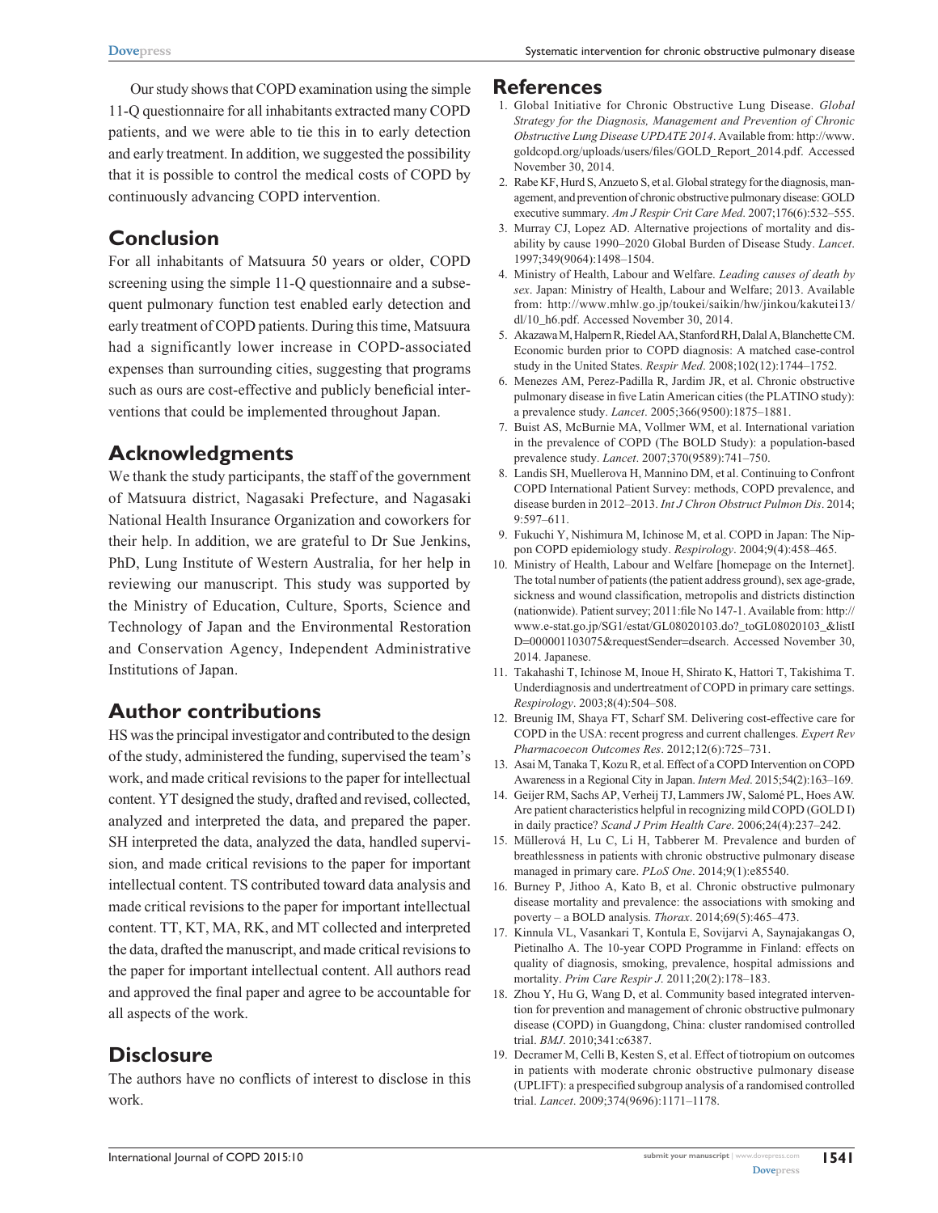Our study shows that COPD examination using the simple 11-Q questionnaire for all inhabitants extracted many COPD patients, and we were able to tie this in to early detection and early treatment. In addition, we suggested the possibility that it is possible to control the medical costs of COPD by continuously advancing COPD intervention.

## Conclusion

For all inhabitants of Matsuura 50 years or older, COPD screening using the simple 11-Q questionnaire and a subsequent pulmonary function test enabled early detection and early treatment of COPD patients. During this time, Matsuura had a significantly lower increase in COPD-associated expenses than surrounding cities, suggesting that programs such as ours are cost-effective and publicly beneficial interventions that could be implemented throughout Japan.

## Acknowledgments

We thank the study participants, the staff of the government of Matsuura district, Nagasaki Prefecture, and Nagasaki National Health Insurance Organization and coworkers for their help. In addition, we are grateful to Dr Sue Jenkins, PhD, Lung Institute of Western Australia, for her help in reviewing our manuscript. This study was supported by the Ministry of Education, Culture, Sports, Science and Technology of Japan and the Environmental Restoration and Conservation Agency, Independent Administrative Institutions of Japan.

## Author contributions

HS was the principal investigator and contributed to the design of the study, administered the funding, supervised the team's work, and made critical revisions to the paper for intellectual content. YT designed the study, drafted and revised, collected, analyzed and interpreted the data, and prepared the paper. SH interpreted the data, analyzed the data, handled supervision, and made critical revisions to the paper for important intellectual content. TS contributed toward data analysis and made critical revisions to the paper for important intellectual content. TT, KT, MA, RK, and MT collected and interpreted the data, drafted the manuscript, and made critical revisions to the paper for important intellectual content. All authors read and approved the final paper and agree to be accountable for all aspects of the work.

## Disclosure

The authors have no conflicts of interest to disclose in this work.

## References

1. Global Initiative for Chronic Obstructive Lung Disease. *Global Strategy for the Diagnosis, Management and Prevention of Chronic Obstructive Lung Disease UPDATE 2014*. Available from: http://www.goldcopd.org/uploads/users/files/GOLD_Report_2014.pdf. Accessed November 30, 2014.
2. Rabe KF, Hurd S, Anzueto S, et al. Global strategy for the diagnosis, management, and prevention of chronic obstructive pulmonary disease: GOLD executive summary. *Am J Respir Crit Care Med*. 2007;176(6):532–555.
3. Murray CJ, Lopez AD. Alternative projections of mortality and disability by cause 1990–2020 Global Burden of Disease Study. *Lancet*. 1997;349(9064):1498–1504.
4. Ministry of Health, Labour and Welfare. *Leading causes of death by sex*. Japan: Ministry of Health, Labour and Welfare; 2013. Available from: http://www.mhlw.go.jp/toukei/saikin/hw/jinkou/kakutei13/dl/10_h6.pdf. Accessed November 30, 2014.
5. Akazawa M, Halpern R, Riedel AA, Stanford RH, Dalal A, Blanchette CM. Economic burden prior to COPD diagnosis: A matched case-control study in the United States. *Respir Med*. 2008;102(12):1744–1752.
6. Menezes AM, Perez-Padilla R, Jardim JR, et al. Chronic obstructive pulmonary disease in five Latin American cities (the PLATINO study): a prevalence study. *Lancet*. 2005;366(9500):1875–1881.
7. Buist AS, McBurnie MA, Vollmer WM, et al. International variation in the prevalence of COPD (The BOLD Study): a population-based prevalence study. *Lancet*. 2007;370(9589):741–750.
8. Landis SH, Muellerova H, Mannino DM, et al. Continuing to Confront COPD International Patient Survey: methods, COPD prevalence, and disease burden in 2012–2013. *Int J Chron Obstruct Pulmon Dis*. 2014; 9:597–611.
9. Fukuchi Y, Nishimura M, Ichinose M, et al. COPD in Japan: The Nippon COPD epidemiology study. *Respirology*. 2004;9(4):458–465.
10. Ministry of Health, Labour and Welfare [homepage on the Internet]. The total number of patients (the patient address ground), sex age-grade, sickness and wound classification, metropolis and districts distinction (nationwide). Patient survey; 2011:file No 147-1. Available from: http://www.e-stat.go.jp/SG1/estat/GL08020103.do?_toGL08020103_&listID=000001103075&requestSender=dsearch. Accessed November 30, 2014. Japanese.
11. Takahashi T, Ichinose M, Inoue H, Shirato K, Hattori T, Takishima T. Underdiagnosis and undertreatment of COPD in primary care settings. *Respirology*. 2003;8(4):504–508.
12. Breunig IM, Shaya FT, Scharf SM. Delivering cost-effective care for COPD in the USA: recent progress and current challenges. *Expert Rev Pharmacoecon Outcomes Res*. 2012;12(6):725–731.
13. Asai M, Tanaka T, Kozu R, et al. Effect of a COPD Intervention on COPD Awareness in a Regional City in Japan. *Intern Med*. 2015;54(2):163–169.
14. Geijer RM, Sachs AP, Verheij TJ, Lammers JW, Salomé PL, Hoes AW. Are patient characteristics helpful in recognizing mild COPD (GOLD I) in daily practice? *Scand J Prim Health Care*. 2006;24(4):237–242.
15. Müllerová H, Lu C, Li H, Tabberer M. Prevalence and burden of breathlessness in patients with chronic obstructive pulmonary disease managed in primary care. *PLoS One*. 2014;9(1):e85540.
16. Burney P, Jithoo A, Kato B, et al. Chronic obstructive pulmonary disease mortality and prevalence: the associations with smoking and poverty – a BOLD analysis. *Thorax*. 2014;69(5):465–473.
17. Kinnula VL, Vasankari T, Kontula E, Sovijarvi A, Saynajakangas O, Pietinalho A. The 10-year COPD Programme in Finland: effects on quality of diagnosis, smoking, prevalence, hospital admissions and mortality. *Prim Care Respir J*. 2011;20(2):178–183.
18. Zhou Y, Hu G, Wang D, et al. Community based integrated intervention for prevention and management of chronic obstructive pulmonary disease (COPD) in Guangdong, China: cluster randomised controlled trial. *BMJ*. 2010;341:c6387.
19. Decramer M, Celli B, Kesten S, et al. Effect of tiotropium on outcomes in patients with moderate chronic obstructive pulmonary disease (UPLIFT): a prespecified subgroup analysis of a randomised controlled trial. *Lancet*. 2009;374(9696):1171–1178.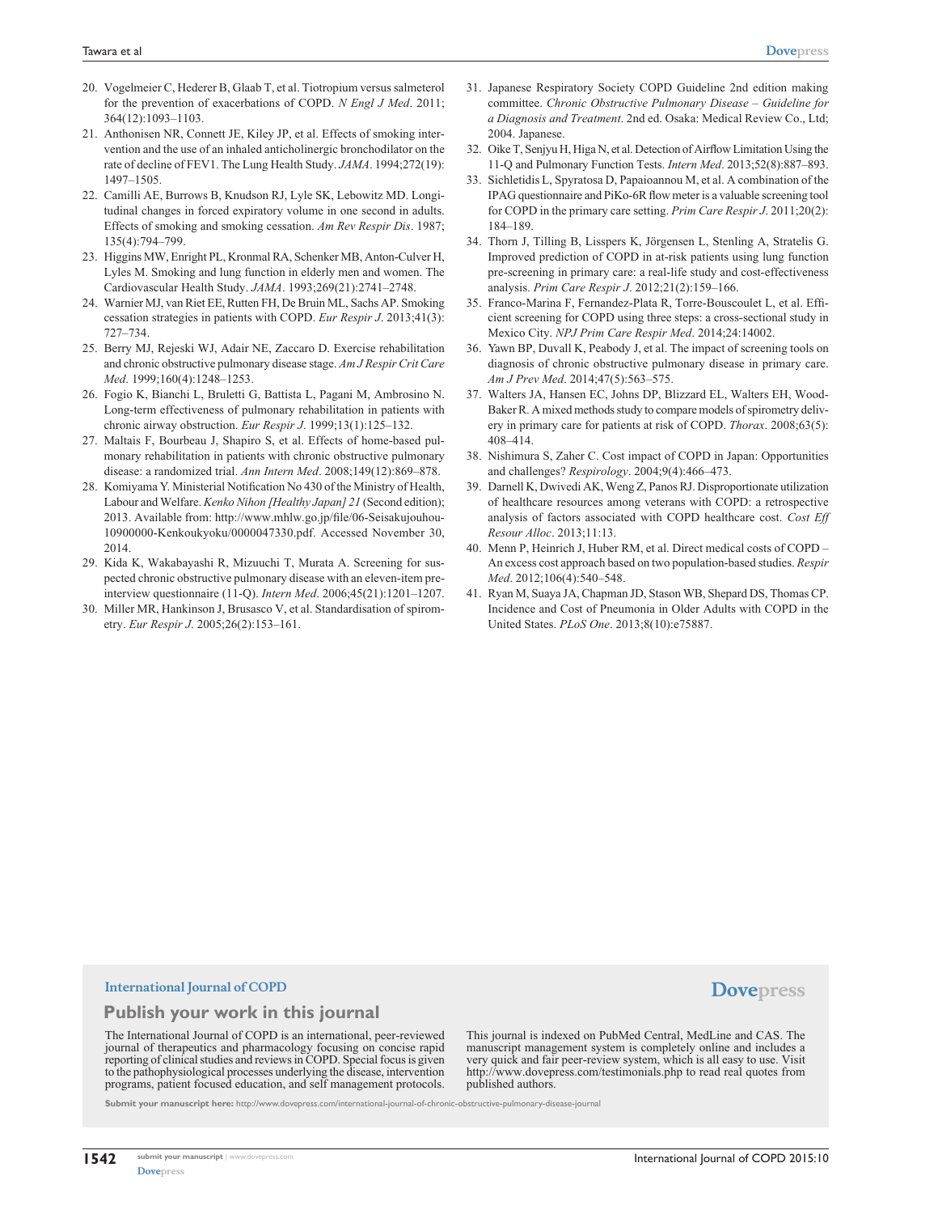20. Vogelmeier C, Hederer B, Glaab T, et al. Tiotropium versus salmeterol for the prevention of exacerbations of COPD. *N Engl J Med*. 2011; 364(12):1093–1103.
21. Anthonisen NR, Connett JE, Kiley JP, et al. Effects of smoking intervention and the use of an inhaled anticholinergic bronchodilator on the rate of decline of FEV1. The Lung Health Study. *JAMA*. 1994;272(19): 1497–1505.
22. Camilli AE, Burrows B, Knudson RJ, Lyle SK, Lebowitz MD. Longitudinal changes in forced expiratory volume in one second in adults. Effects of smoking and smoking cessation. *Am Rev Respir Dis*. 1987; 135(4):794–799.
23. Higgins MW, Enright PL, Kronmal RA, Schenker MB, Anton-Culver H, Lyles M. Smoking and lung function in elderly men and women. The Cardiovascular Health Study. *JAMA*. 1993;269(21):2741–2748.
24. Warnier MJ, van Riet EE, Rutten FH, De Bruin ML, Sachs AP. Smoking cessation strategies in patients with COPD. *Eur Respir J*. 2013;41(3): 727–734.
25. Berry MJ, Rejeski WJ, Adair NE, Zaccaro D. Exercise rehabilitation and chronic obstructive pulmonary disease stage. *Am J Respir Crit Care Med*. 1999;160(4):1248–1253.
26. Fogio K, Bianchi L, Bruletti G, Battista L, Pagani M, Ambrosino N. Long-term effectiveness of pulmonary rehabilitation in patients with chronic airway obstruction. *Eur Respir J*. 1999;13(1):125–132.
27. Maltais F, Bourbeau J, Shapiro S, et al. Effects of home-based pulmonary rehabilitation in patients with chronic obstructive pulmonary disease: a randomized trial. *Ann Intern Med*. 2008;149(12):869–878.
28. Komiyama Y. Ministerial Notification No 430 of the Ministry of Health, Labour and Welfare. *Kenko Nihon [Healthy Japan] 21* (Second edition); 2013. Available from: http://www.mhlw.go.jp/file/06-Seisakujouhou-10900000-Kenkoukyoku/0000047330.pdf. Accessed November 30, 2014.
29. Kida K, Wakabayashi R, Mizuuchi T, Murata A. Screening for suspected chronic obstructive pulmonary disease with an eleven-item preinterview questionnaire (11-Q). *Intern Med*. 2006;45(21):1201–1207.
30. Miller MR, Hankinson J, Brusasco V, et al. Standardisation of spirometry. *Eur Respir J*. 2005;26(2):153–161.
31. Japanese Respiratory Society COPD Guideline 2nd edition making committee. *Chronic Obstructive Pulmonary Disease – Guideline for a Diagnosis and Treatment*. 2nd ed. Osaka: Medical Review Co., Ltd; 2004. Japanese.
32. Oike T, Senjyu H, Higa N, et al. Detection of Airflow Limitation Using the 11-Q and Pulmonary Function Tests. *Intern Med*. 2013;52(8):887–893.
33. Sichletidis L, Spyratosa D, Papaioannou M, et al. A combination of the IPAG questionnaire and PiKo-6R flow meter is a valuable screening tool for COPD in the primary care setting. *Prim Care Respir J*. 2011;20(2): 184–189.
34. Thorn J, Tilling B, Lisspers K, Jörgensen L, Stenling A, Stratelis G. Improved prediction of COPD in at-risk patients using lung function pre-screening in primary care: a real-life study and cost-effectiveness analysis. *Prim Care Respir J*. 2012;21(2):159–166.
35. Franco-Marina F, Fernandez-Plata R, Torre-Bouscoulet L, et al. Efficient screening for COPD using three steps: a cross-sectional study in Mexico City. *NPJ Prim Care Respir Med*. 2014;24:14002.
36. Yawn BP, Duvall K, Peabody J, et al. The impact of screening tools on diagnosis of chronic obstructive pulmonary disease in primary care. *Am J Prev Med*. 2014;47(5):563–575.
37. Walters JA, Hansen EC, Johns DP, Blizzard EL, Walters EH, Wood-Baker R. A mixed methods study to compare models of spirometry delivery in primary care for patients at risk of COPD. *Thorax*. 2008;63(5): 408–414.
38. Nishimura S, Zaher C. Cost impact of COPD in Japan: Opportunities and challenges? *Respirology*. 2004;9(4):466–473.
39. Darnell K, Dwivedi AK, Weng Z, Panos RJ. Disproportionate utilization of healthcare resources among veterans with COPD: a retrospective analysis of factors associated with COPD healthcare cost. *Cost Eff Resour Alloc*. 2013;11:13.
40. Menn P, Heinrich J, Huber RM, et al. Direct medical costs of COPD – An excess cost approach based on two population-based studies. *Respir Med*. 2012;106(4):540–548.
41. Ryan M, Suaya JA, Chapman JD, Stason WB, Shepard DS, Thomas CP. Incidence and Cost of Pneumonia in Older Adults with COPD in the United States. *PLoS One*. 2013;8(10):e75887.

**International Journal of COPD**

## Publish your work in this journal

The International Journal of COPD is an international, peer-reviewed journal of therapeutics and pharmacology focusing on concise rapid reporting of clinical studies and reviews in COPD. Special focus is given to the pathophysiological processes underlying the disease, intervention programs, patient focused education, and self management protocols. This journal is indexed on PubMed Central, MedLine and CAS. The manuscript management system is completely online and includes a very quick and fair peer-review system, which is all easy to use. Visit http://www.dovepress.com/testimonials.php to read real quotes from published authors.

**Submit your manuscript here:** http://www.dovepress.com/international-journal-of-chronic-obstructive-pulmonary-disease-journal